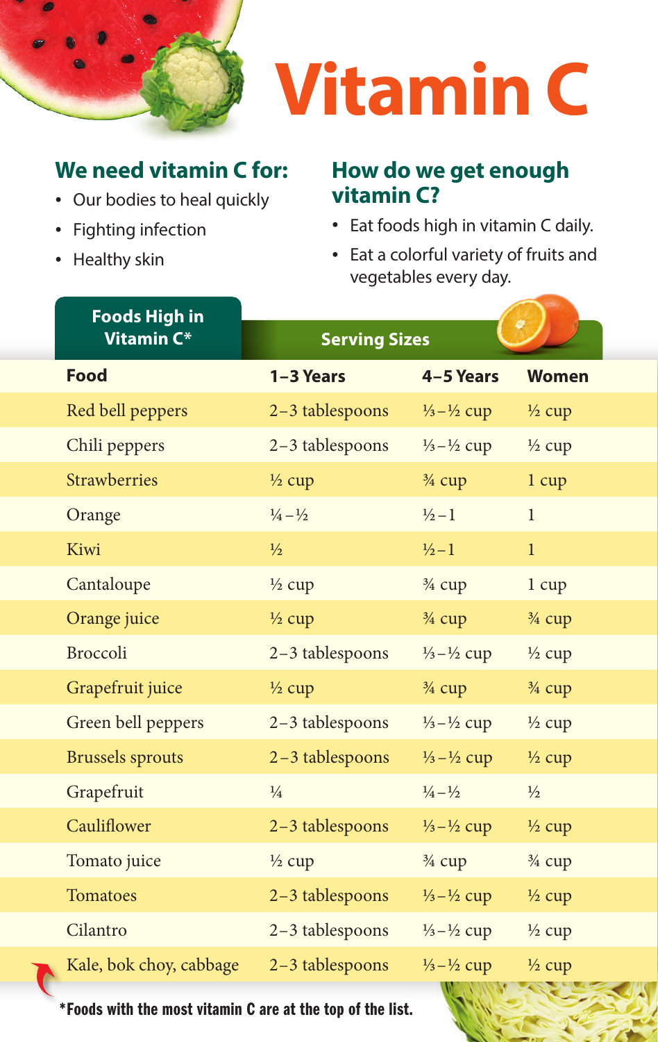# Vitamin C

## We need vitamin C for:

- Our bodies to heal quickly
- Fighting infection
- Healthy skin

## How do we get enough vitamin C?

- Eat foods high in vitamin C daily.
- Eat a colorful variety of fruits and vegetables every day.

| Foods High in Vitamin C* | Serving Sizes | | |
|---|---|---|---|
| **Food** | **1–3 Years** | **4–5 Years** | **Women** |
| Red bell peppers | 2–3 tablespoons | ⅓–½ cup | ½ cup |
| Chili peppers | 2–3 tablespoons | ⅓–½ cup | ½ cup |
| Strawberries | ½ cup | ¾ cup | 1 cup |
| Orange | ¼–½ | ½–1 | 1 |
| Kiwi | ½ | ½–1 | 1 |
| Cantaloupe | ½ cup | ¾ cup | 1 cup |
| Orange juice | ½ cup | ¾ cup | ¾ cup |
| Broccoli | 2–3 tablespoons | ⅓–½ cup | ½ cup |
| Grapefruit juice | ½ cup | ¾ cup | ¾ cup |
| Green bell peppers | 2–3 tablespoons | ⅓–½ cup | ½ cup |
| Brussels sprouts | 2–3 tablespoons | ⅓–½ cup | ½ cup |
| Grapefruit | ¼ | ¼–½ | ½ |
| Cauliflower | 2–3 tablespoons | ⅓–½ cup | ½ cup |
| Tomato juice | ½ cup | ¾ cup | ¾ cup |
| Tomatoes | 2–3 tablespoons | ⅓–½ cup | ½ cup |
| Cilantro | 2–3 tablespoons | ⅓–½ cup | ½ cup |
| Kale, bok choy, cabbage | 2–3 tablespoons | ⅓–½ cup | ½ cup |

*Foods with the most vitamin C are at the top of the list.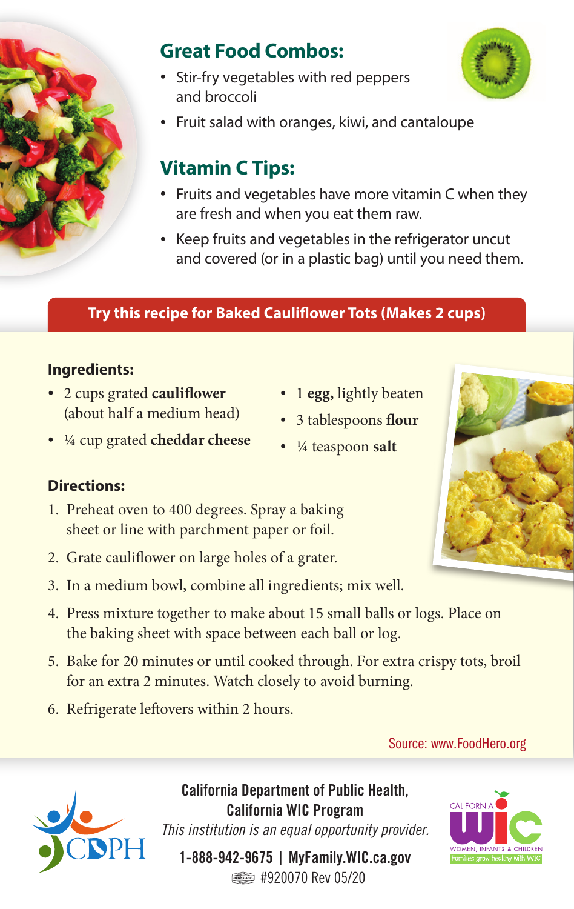## Great Food Combos:

- Stir-fry vegetables with red peppers and broccoli
- Fruit salad with oranges, kiwi, and cantaloupe

## Vitamin C Tips:

- Fruits and vegetables have more vitamin C when they are fresh and when you eat them raw.
- Keep fruits and vegetables in the refrigerator uncut and covered (or in a plastic bag) until you need them.

### Try this recipe for Baked Cauliflower Tots (Makes 2 cups)

**Ingredients:**

- 2 cups grated **cauliflower** (about half a medium head)
- ¼ cup grated **cheddar cheese**
- 1 **egg,** lightly beaten
- 3 tablespoons **flour**
- ¼ teaspoon **salt**

**Directions:**

1. Preheat oven to 400 degrees. Spray a baking sheet or line with parchment paper or foil.
2. Grate cauliflower on large holes of a grater.
3. In a medium bowl, combine all ingredients; mix well.
4. Press mixture together to make about 15 small balls or logs. Place on the baking sheet with space between each ball or log.
5. Bake for 20 minutes or until cooked through. For extra crispy tots, broil for an extra 2 minutes. Watch closely to avoid burning.
6. Refrigerate leftovers within 2 hours.

Source: www.FoodHero.org

**California Department of Public Health, California WIC Program**

*This institution is an equal opportunity provider.*

**1-888-942-9675 | MyFamily.WIC.ca.gov**

#920070 Rev 05/20